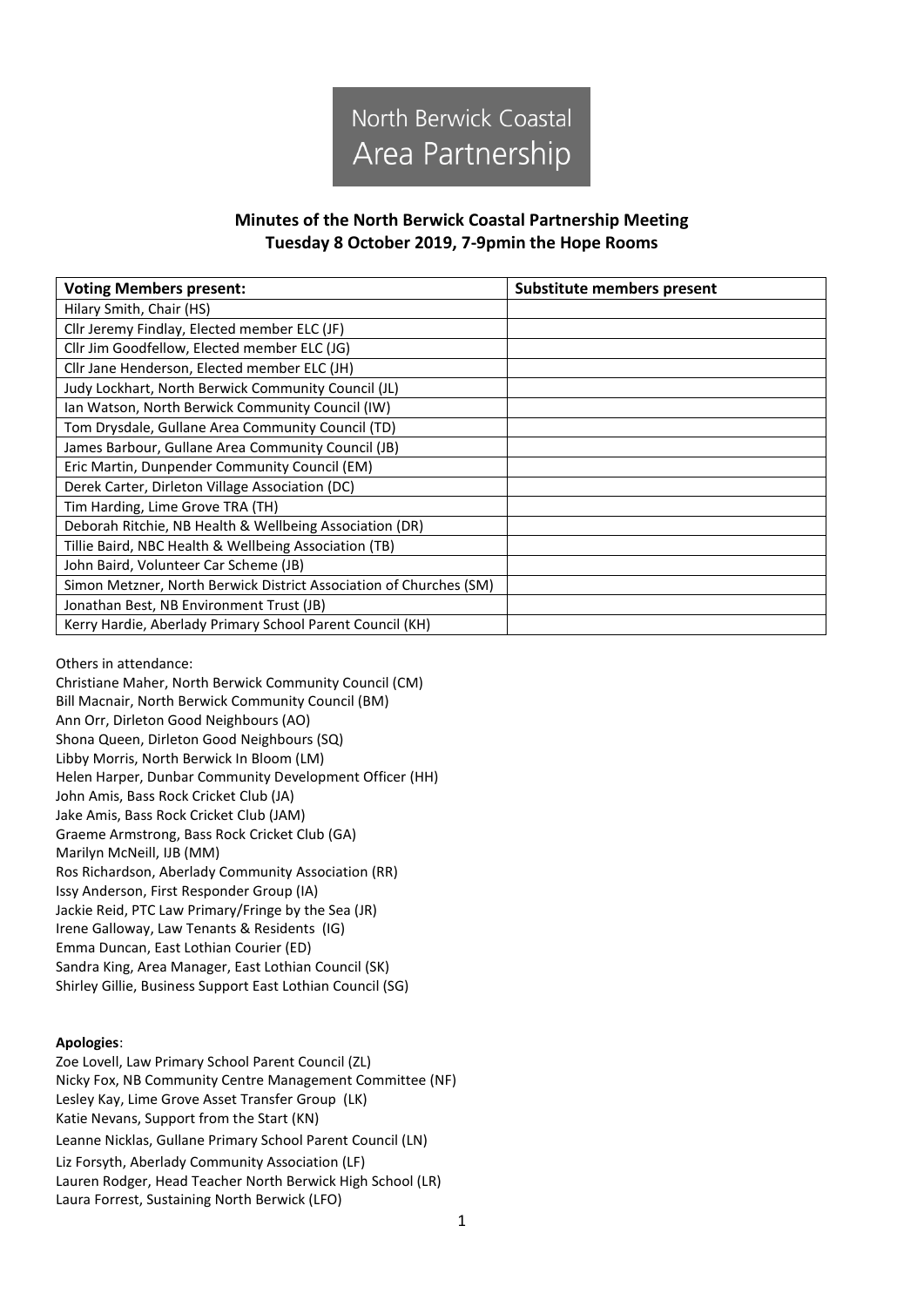North Berwick Coastal
Area Partnership

## Minutes of the North Berwick Coastal Partnership Meeting
## Tuesday 8 October 2019, 7-9pmin the Hope Rooms

| Voting Members present: | Substitute members present |
| --- | --- |
| Hilary Smith, Chair (HS) | |
| Cllr Jeremy Findlay, Elected member ELC (JF) | |
| Cllr Jim Goodfellow, Elected member ELC (JG) | |
| Cllr Jane Henderson, Elected member ELC (JH) | |
| Judy Lockhart, North Berwick Community Council (JL) | |
| Ian Watson, North Berwick Community Council (IW) | |
| Tom Drysdale, Gullane Area Community Council (TD) | |
| James Barbour, Gullane Area Community Council (JB) | |
| Eric Martin, Dunpender Community Council (EM) | |
| Derek Carter, Dirleton Village Association (DC) | |
| Tim Harding, Lime Grove TRA (TH) | |
| Deborah Ritchie, NB Health & Wellbeing Association (DR) | |
| Tillie Baird, NBC Health & Wellbeing Association (TB) | |
| John Baird, Volunteer Car Scheme (JB) | |
| Simon Metzner, North Berwick District Association of Churches (SM) | |
| Jonathan Best, NB Environment Trust (JB) | |
| Kerry Hardie, Aberlady Primary School Parent Council (KH) | |

Others in attendance:
Christiane Maher, North Berwick Community Council (CM)
Bill Macnair, North Berwick Community Council (BM)
Ann Orr, Dirleton Good Neighbours (AO)
Shona Queen, Dirleton Good Neighbours (SQ)
Libby Morris, North Berwick In Bloom (LM)
Helen Harper, Dunbar Community Development Officer (HH)
John Amis, Bass Rock Cricket Club (JA)
Jake Amis, Bass Rock Cricket Club (JAM)
Graeme Armstrong, Bass Rock Cricket Club (GA)
Marilyn McNeill, IJB (MM)
Ros Richardson, Aberlady Community Association (RR)
Issy Anderson, First Responder Group (IA)
Jackie Reid, PTC Law Primary/Fringe by the Sea (JR)
Irene Galloway, Law Tenants & Residents (IG)
Emma Duncan, East Lothian Courier (ED)
Sandra King, Area Manager, East Lothian Council (SK)
Shirley Gillie, Business Support East Lothian Council (SG)

**Apologies**:
Zoe Lovell, Law Primary School Parent Council (ZL)
Nicky Fox, NB Community Centre Management Committee (NF)
Lesley Kay, Lime Grove Asset Transfer Group (LK)
Katie Nevans, Support from the Start (KN)
Leanne Nicklas, Gullane Primary School Parent Council (LN)
Liz Forsyth, Aberlady Community Association (LF)
Lauren Rodger, Head Teacher North Berwick High School (LR)
Laura Forrest, Sustaining North Berwick (LFO)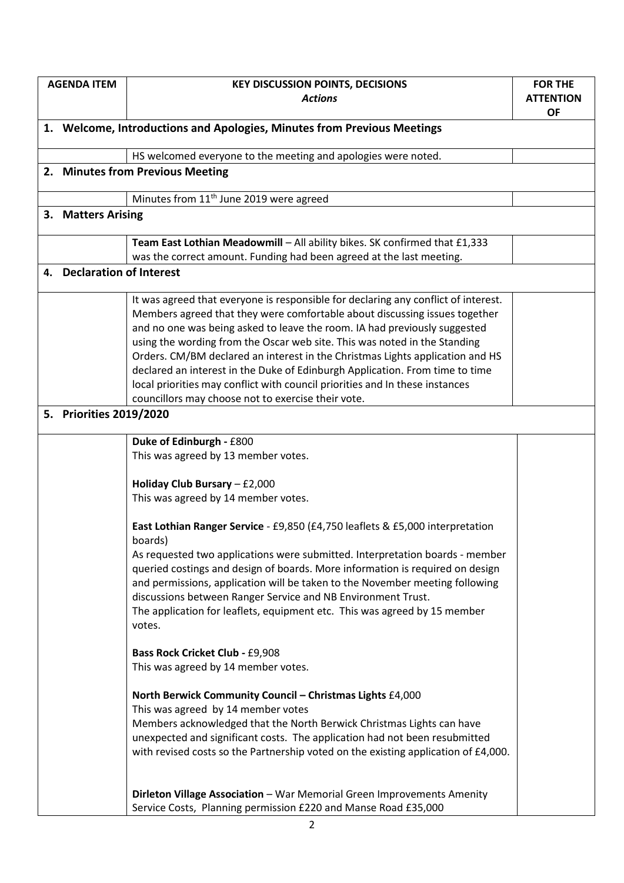| AGENDA ITEM | KEY DISCUSSION POINTS, DECISIONS<br>*Actions* | FOR THE ATTENTION OF |
|---|---|---|
| **1. Welcome, Introductions and Apologies, Minutes from Previous Meetings** | | |
| | HS welcomed everyone to the meeting and apologies were noted. | |
| **2. Minutes from Previous Meeting** | | |
| | Minutes from 11th June 2019 were agreed | |
| **3. Matters Arising** | | |
| | **Team East Lothian Meadowmill** – All ability bikes. SK confirmed that £1,333 was the correct amount. Funding had been agreed at the last meeting. | |
| **4. Declaration of Interest** | | |
| | It was agreed that everyone is responsible for declaring any conflict of interest. Members agreed that they were comfortable about discussing issues together and no one was being asked to leave the room. IA had previously suggested using the wording from the Oscar web site. This was noted in the Standing Orders. CM/BM declared an interest in the Christmas Lights application and HS declared an interest in the Duke of Edinburgh Application. From time to time local priorities may conflict with council priorities and In these instances councillors may choose not to exercise their vote. | |
| **5. Priorities 2019/2020** | | |
| | **Duke of Edinburgh -** £800<br>This was agreed by 13 member votes.<br><br>**Holiday Club Bursary** – £2,000<br>This was agreed by 14 member votes.<br><br>**East Lothian Ranger Service** - £9,850 (£4,750 leaflets & £5,000 interpretation boards)<br>As requested two applications were submitted. Interpretation boards - member queried costings and design of boards. More information is required on design and permissions, application will be taken to the November meeting following discussions between Ranger Service and NB Environment Trust.<br>The application for leaflets, equipment etc. This was agreed by 15 member votes.<br><br>**Bass Rock Cricket Club -** £9,908<br>This was agreed by 14 member votes.<br><br>**North Berwick Community Council – Christmas Lights** £4,000<br>This was agreed by 14 member votes<br>Members acknowledged that the North Berwick Christmas Lights can have unexpected and significant costs. The application had not been resubmitted with revised costs so the Partnership voted on the existing application of £4,000.<br><br>**Dirleton Village Association** – War Memorial Green Improvements Amenity Service Costs, Planning permission £220 and Manse Road £35,000 | |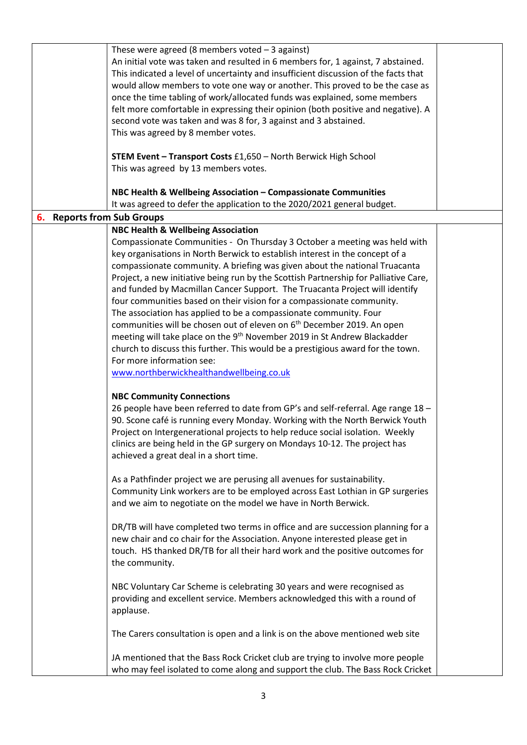| | | |
|---|---|---|
| | These were agreed (8 members voted – 3 against)<br>An initial vote was taken and resulted in 6 members for, 1 against, 7 abstained. This indicated a level of uncertainty and insufficient discussion of the facts that would allow members to vote one way or another. This proved to be the case as once the time tabling of work/allocated funds was explained, some members felt more comfortable in expressing their opinion (both positive and negative). A second vote was taken and was 8 for, 3 against and 3 abstained.<br>This was agreed by 8 member votes.<br><br>**STEM Event – Transport Costs** £1,650 – North Berwick High School<br>This was agreed by 13 members votes.<br><br>**NBC Health & Wellbeing Association – Compassionate Communities**<br>It was agreed to defer the application to the 2020/2021 general budget. | |
| **6. Reports from Sub Groups** | | |
| | **NBC Health & Wellbeing Association**<br>Compassionate Communities - On Thursday 3 October a meeting was held with key organisations in North Berwick to establish interest in the concept of a compassionate community. A briefing was given about the national Truacanta Project, a new initiative being run by the Scottish Partnership for Palliative Care, and funded by Macmillan Cancer Support. The Truacanta Project will identify four communities based on their vision for a compassionate community.<br>The association has applied to be a compassionate community. Four communities will be chosen out of eleven on 6th December 2019. An open meeting will take place on the 9th November 2019 in St Andrew Blackadder church to discuss this further. This would be a prestigious award for the town.<br>For more information see:<br>www.northberwickhealthandwellbeing.co.uk<br><br>**NBC Community Connections**<br>26 people have been referred to date from GP's and self-referral. Age range 18 – 90. Scone café is running every Monday. Working with the North Berwick Youth Project on Intergenerational projects to help reduce social isolation. Weekly clinics are being held in the GP surgery on Mondays 10-12. The project has achieved a great deal in a short time.<br><br>As a Pathfinder project we are perusing all avenues for sustainability. Community Link workers are to be employed across East Lothian in GP surgeries and we aim to negotiate on the model we have in North Berwick.<br><br>DR/TB will have completed two terms in office and are succession planning for a new chair and co chair for the Association. Anyone interested please get in touch. HS thanked DR/TB for all their hard work and the positive outcomes for the community.<br><br>NBC Voluntary Car Scheme is celebrating 30 years and were recognised as providing and excellent service. Members acknowledged this with a round of applause.<br><br>The Carers consultation is open and a link is on the above mentioned web site<br><br>JA mentioned that the Bass Rock Cricket club are trying to involve more people who may feel isolated to come along and support the club. The Bass Rock Cricket | |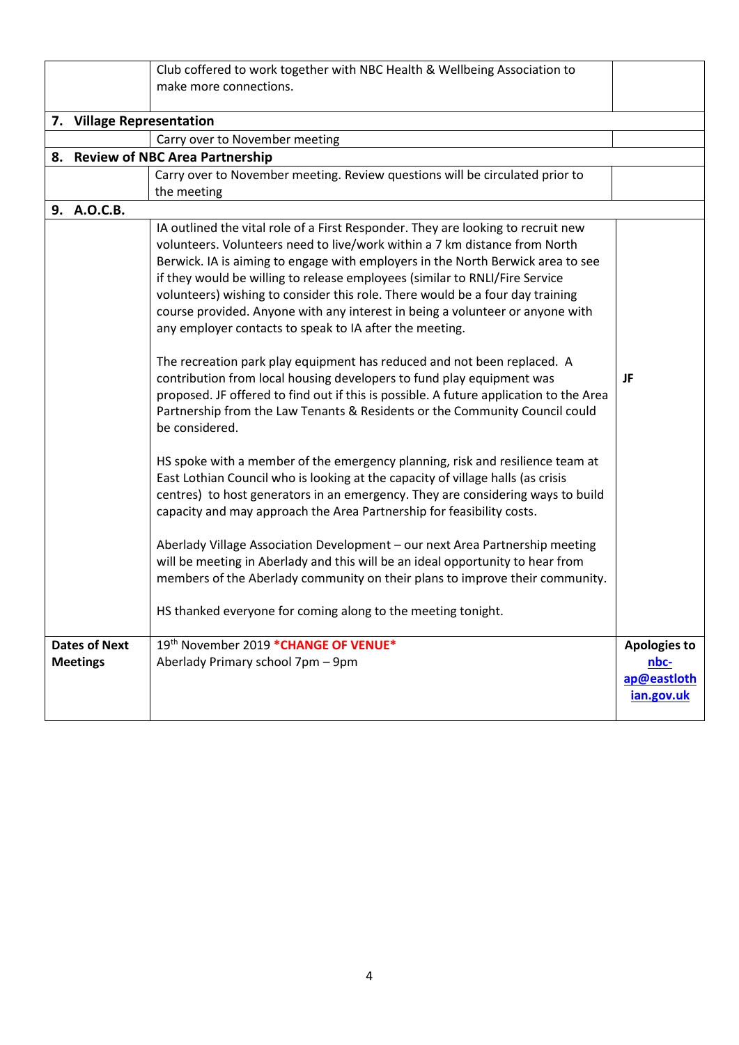| | | |
|---|---|---|
| | Club coffered to work together with NBC Health & Wellbeing Association to make more connections. | |
| **7. Village Representation** | | |
| | Carry over to November meeting | |
| **8. Review of NBC Area Partnership** | | |
| | Carry over to November meeting. Review questions will be circulated prior to the meeting | |
| **9. A.O.C.B.** | | |
| | IA outlined the vital role of a First Responder. They are looking to recruit new volunteers. Volunteers need to live/work within a 7 km distance from North Berwick. IA is aiming to engage with employers in the North Berwick area to see if they would be willing to release employees (similar to RNLI/Fire Service volunteers) wishing to consider this role. There would be a four day training course provided. Anyone with any interest in being a volunteer or anyone with any employer contacts to speak to IA after the meeting.<br><br>The recreation park play equipment has reduced and not been replaced. A contribution from local housing developers to fund play equipment was proposed. JF offered to find out if this is possible. A future application to the Area Partnership from the Law Tenants & Residents or the Community Council could be considered.<br><br>HS spoke with a member of the emergency planning, risk and resilience team at East Lothian Council who is looking at the capacity of village halls (as crisis centres) to host generators in an emergency. They are considering ways to build capacity and may approach the Area Partnership for feasibility costs.<br><br>Aberlady Village Association Development – our next Area Partnership meeting will be meeting in Aberlady and this will be an ideal opportunity to hear from members of the Aberlady community on their plans to improve their community.<br><br>HS thanked everyone for coming along to the meeting tonight. | **JF** |
| **Dates of Next Meetings** | 19th November 2019 ***CHANGE OF VENUE***<br>Aberlady Primary school 7pm – 9pm | **Apologies to nbc-ap@eastlothian.gov.uk** |